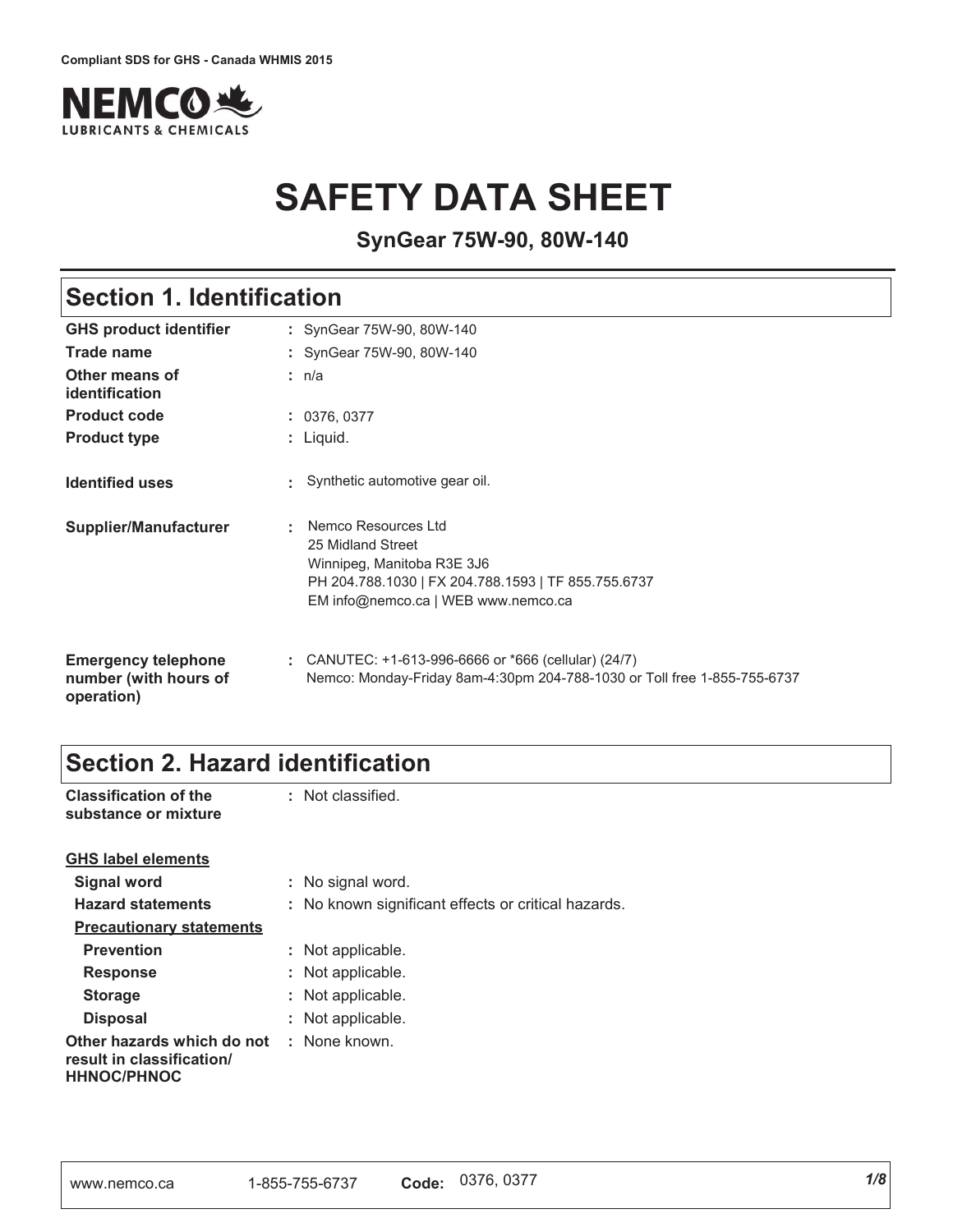Compliant SDS for GHS - Canada WHMIS 2015

NEMCO LUBRICANTS & CHEMICALS

# SAFETY DATA SHEET

**SynGear 75W-90, 80W-140**

## Section 1. Identification

| | |
|---|---|
| **GHS product identifier** | : SynGear 75W-90, 80W-140 |
| **Trade name** | : SynGear 75W-90, 80W-140 |
| **Other means of identification** | : n/a |
| **Product code** | : 0376, 0377 |
| **Product type** | : Liquid. |
| **Identified uses** | : Synthetic automotive gear oil. |
| **Supplier/Manufacturer** | : Nemco Resources Ltd<br>25 Midland Street<br>Winnipeg, Manitoba R3E 3J6<br>PH 204.788.1030 \| FX 204.788.1593 \| TF 855.755.6737<br>EM info@nemco.ca \| WEB www.nemco.ca |
| **Emergency telephone number (with hours of operation)** | : CANUTEC: +1-613-996-6666 or *666 (cellular) (24/7)<br>Nemco: Monday-Friday 8am-4:30pm 204-788-1030 or Toll free 1-855-755-6737 |

## Section 2. Hazard identification

**Classification of the substance or mixture** : Not classified.

**GHS label elements**

| | |
|---|---|
| **Signal word** | : No signal word. |
| **Hazard statements** | : No known significant effects or critical hazards. |

**Precautionary statements**

| | |
|---|---|
| **Prevention** | : Not applicable. |
| **Response** | : Not applicable. |
| **Storage** | : Not applicable. |
| **Disposal** | : Not applicable. |

**Other hazards which do not result in classification/ HHNOC/PHNOC** : None known.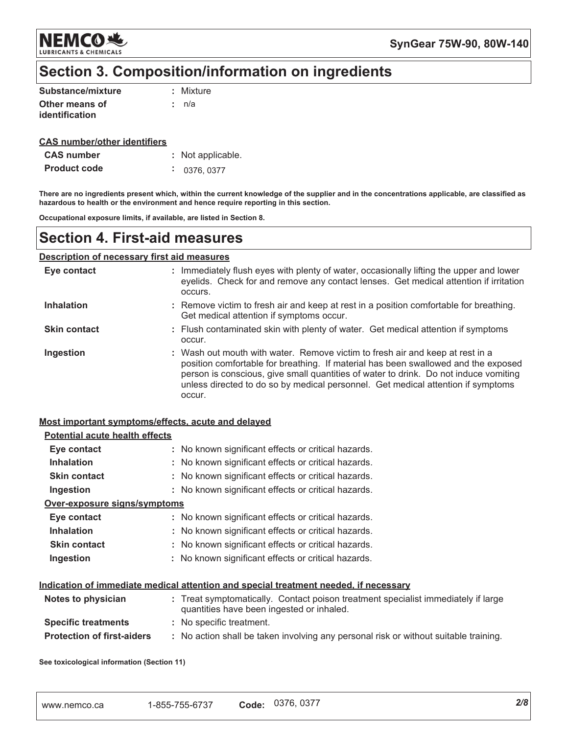## Section 3. Composition/information on ingredients

| | |
|---|---|
| **Substance/mixture** | : Mixture |
| **Other means of identification** | : n/a |

**CAS number/other identifiers**

| | |
|---|---|
| **CAS number** | : Not applicable. |
| **Product code** | : 0376, 0377 |

**There are no ingredients present which, within the current knowledge of the supplier and in the concentrations applicable, are classified as hazardous to health or the environment and hence require reporting in this section.**

**Occupational exposure limits, if available, are listed in Section 8.**

## Section 4. First-aid measures

**Description of necessary first aid measures**

| | |
|---|---|
| **Eye contact** | : Immediately flush eyes with plenty of water, occasionally lifting the upper and lower eyelids. Check for and remove any contact lenses. Get medical attention if irritation occurs. |
| **Inhalation** | : Remove victim to fresh air and keep at rest in a position comfortable for breathing. Get medical attention if symptoms occur. |
| **Skin contact** | : Flush contaminated skin with plenty of water. Get medical attention if symptoms occur. |
| **Ingestion** | : Wash out mouth with water. Remove victim to fresh air and keep at rest in a position comfortable for breathing. If material has been swallowed and the exposed person is conscious, give small quantities of water to drink. Do not induce vomiting unless directed to do so by medical personnel. Get medical attention if symptoms occur. |

**Most important symptoms/effects, acute and delayed**

**Potential acute health effects**

| | |
|---|---|
| **Eye contact** | : No known significant effects or critical hazards. |
| **Inhalation** | : No known significant effects or critical hazards. |
| **Skin contact** | : No known significant effects or critical hazards. |
| **Ingestion** | : No known significant effects or critical hazards. |

**Over-exposure signs/symptoms**

| | |
|---|---|
| **Eye contact** | : No known significant effects or critical hazards. |
| **Inhalation** | : No known significant effects or critical hazards. |
| **Skin contact** | : No known significant effects or critical hazards. |
| **Ingestion** | : No known significant effects or critical hazards. |

**Indication of immediate medical attention and special treatment needed, if necessary**

| | |
|---|---|
| **Notes to physician** | : Treat symptomatically. Contact poison treatment specialist immediately if large quantities have been ingested or inhaled. |
| **Specific treatments** | : No specific treatment. |
| **Protection of first-aiders** | : No action shall be taken involving any personal risk or without suitable training. |

**See toxicological information (Section 11)**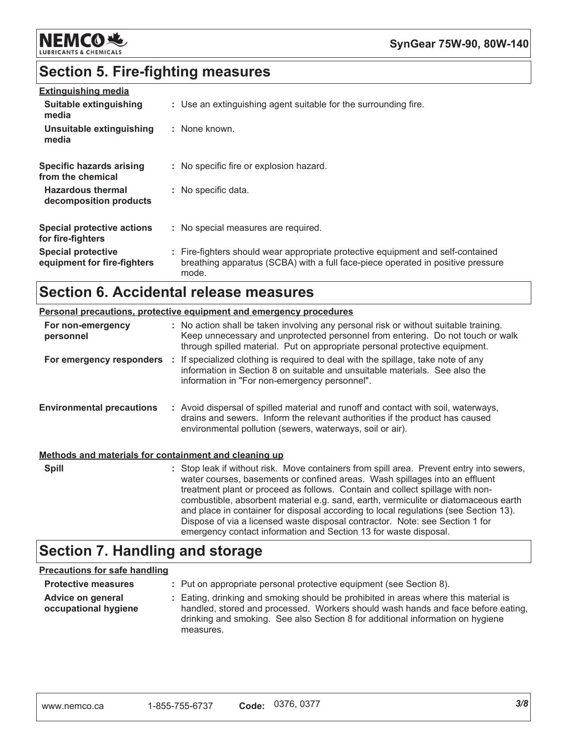## Section 5. Fire-fighting measures

**Extinguishing media**

| | |
|---|---|
| **Suitable extinguishing media** | : Use an extinguishing agent suitable for the surrounding fire. |
| **Unsuitable extinguishing media** | : None known. |
| **Specific hazards arising from the chemical** | : No specific fire or explosion hazard. |
| **Hazardous thermal decomposition products** | : No specific data. |
| **Special protective actions for fire-fighters** | : No special measures are required. |
| **Special protective equipment for fire-fighters** | : Fire-fighters should wear appropriate protective equipment and self-contained breathing apparatus (SCBA) with a full face-piece operated in positive pressure mode. |

## Section 6. Accidental release measures

**Personal precautions, protective equipment and emergency procedures**

| | |
|---|---|
| **For non-emergency personnel** | : No action shall be taken involving any personal risk or without suitable training. Keep unnecessary and unprotected personnel from entering. Do not touch or walk through spilled material. Put on appropriate personal protective equipment. |
| **For emergency responders** | : If specialized clothing is required to deal with the spillage, take note of any information in Section 8 on suitable and unsuitable materials. See also the information in "For non-emergency personnel". |
| **Environmental precautions** | : Avoid dispersal of spilled material and runoff and contact with soil, waterways, drains and sewers. Inform the relevant authorities if the product has caused environmental pollution (sewers, waterways, soil or air). |

**Methods and materials for containment and cleaning up**

| | |
|---|---|
| **Spill** | : Stop leak if without risk. Move containers from spill area. Prevent entry into sewers, water courses, basements or confined areas. Wash spillages into an effluent treatment plant or proceed as follows. Contain and collect spillage with non-combustible, absorbent material e.g. sand, earth, vermiculite or diatomaceous earth and place in container for disposal according to local regulations (see Section 13). Dispose of via a licensed waste disposal contractor. Note: see Section 1 for emergency contact information and Section 13 for waste disposal. |

## Section 7. Handling and storage

**Precautions for safe handling**

| | |
|---|---|
| **Protective measures** | : Put on appropriate personal protective equipment (see Section 8). |
| **Advice on general occupational hygiene** | : Eating, drinking and smoking should be prohibited in areas where this material is handled, stored and processed. Workers should wash hands and face before eating, drinking and smoking. See also Section 8 for additional information on hygiene measures. |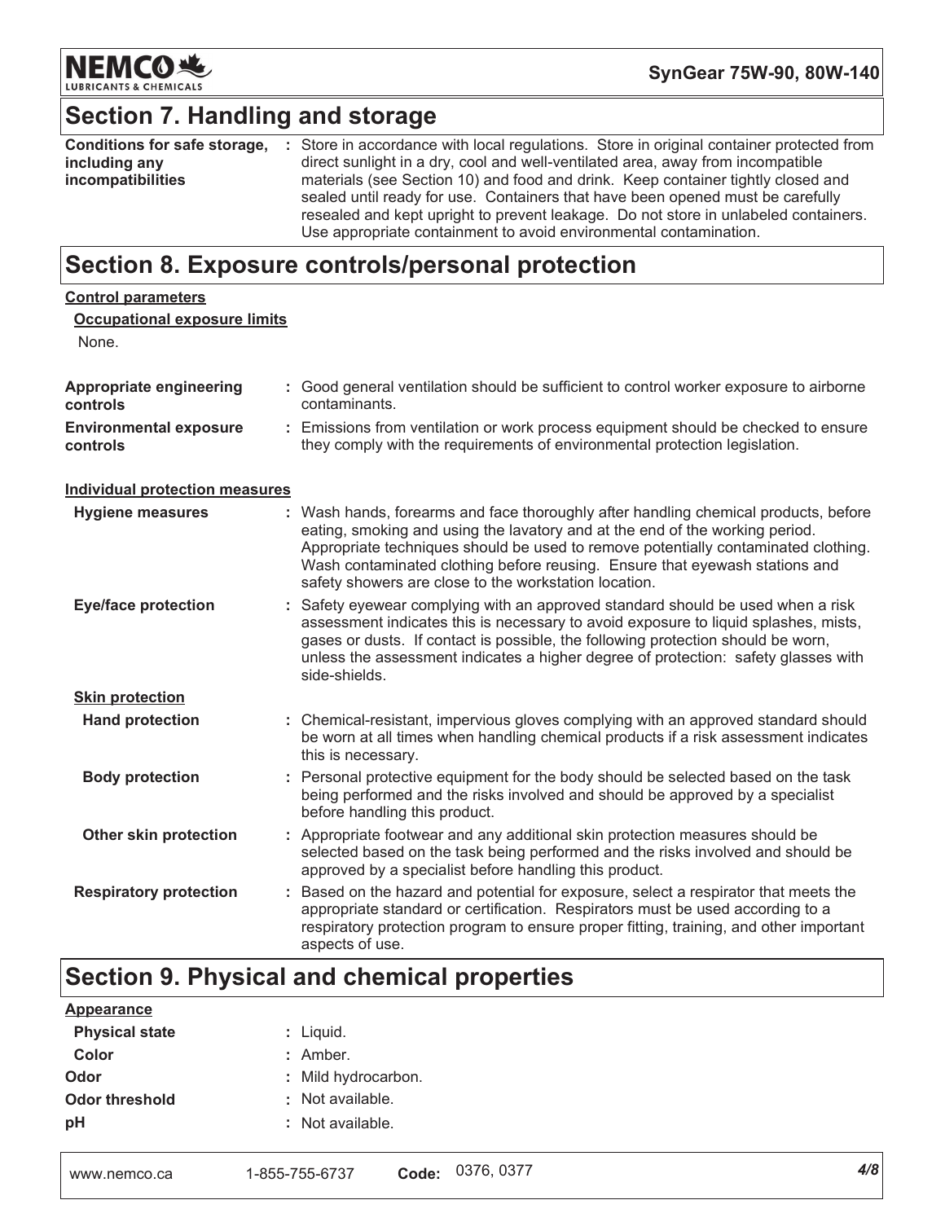## Section 7. Handling and storage

**Conditions for safe storage, including any incompatibilities** : Store in accordance with local regulations. Store in original container protected from direct sunlight in a dry, cool and well-ventilated area, away from incompatible materials (see Section 10) and food and drink. Keep container tightly closed and sealed until ready for use. Containers that have been opened must be carefully resealed and kept upright to prevent leakage. Do not store in unlabeled containers. Use appropriate containment to avoid environmental contamination.

## Section 8. Exposure controls/personal protection

**Control parameters**

**Occupational exposure limits**

None.

**Appropriate engineering controls** : Good general ventilation should be sufficient to control worker exposure to airborne contaminants.

**Environmental exposure controls** : Emissions from ventilation or work process equipment should be checked to ensure they comply with the requirements of environmental protection legislation.

**Individual protection measures**

**Hygiene measures** : Wash hands, forearms and face thoroughly after handling chemical products, before eating, smoking and using the lavatory and at the end of the working period. Appropriate techniques should be used to remove potentially contaminated clothing. Wash contaminated clothing before reusing. Ensure that eyewash stations and safety showers are close to the workstation location.

**Eye/face protection** : Safety eyewear complying with an approved standard should be used when a risk assessment indicates this is necessary to avoid exposure to liquid splashes, mists, gases or dusts. If contact is possible, the following protection should be worn, unless the assessment indicates a higher degree of protection: safety glasses with side-shields.

**Skin protection**

**Hand protection** : Chemical-resistant, impervious gloves complying with an approved standard should be worn at all times when handling chemical products if a risk assessment indicates this is necessary.

**Body protection** : Personal protective equipment for the body should be selected based on the task being performed and the risks involved and should be approved by a specialist before handling this product.

**Other skin protection** : Appropriate footwear and any additional skin protection measures should be selected based on the task being performed and the risks involved and should be approved by a specialist before handling this product.

**Respiratory protection** : Based on the hazard and potential for exposure, select a respirator that meets the appropriate standard or certification. Respirators must be used according to a respiratory protection program to ensure proper fitting, training, and other important aspects of use.

## Section 9. Physical and chemical properties

**Appearance**

**Physical state** : Liquid.

**Color** : Amber.

**Odor** : Mild hydrocarbon.

**Odor threshold** : Not available.

**pH** : Not available.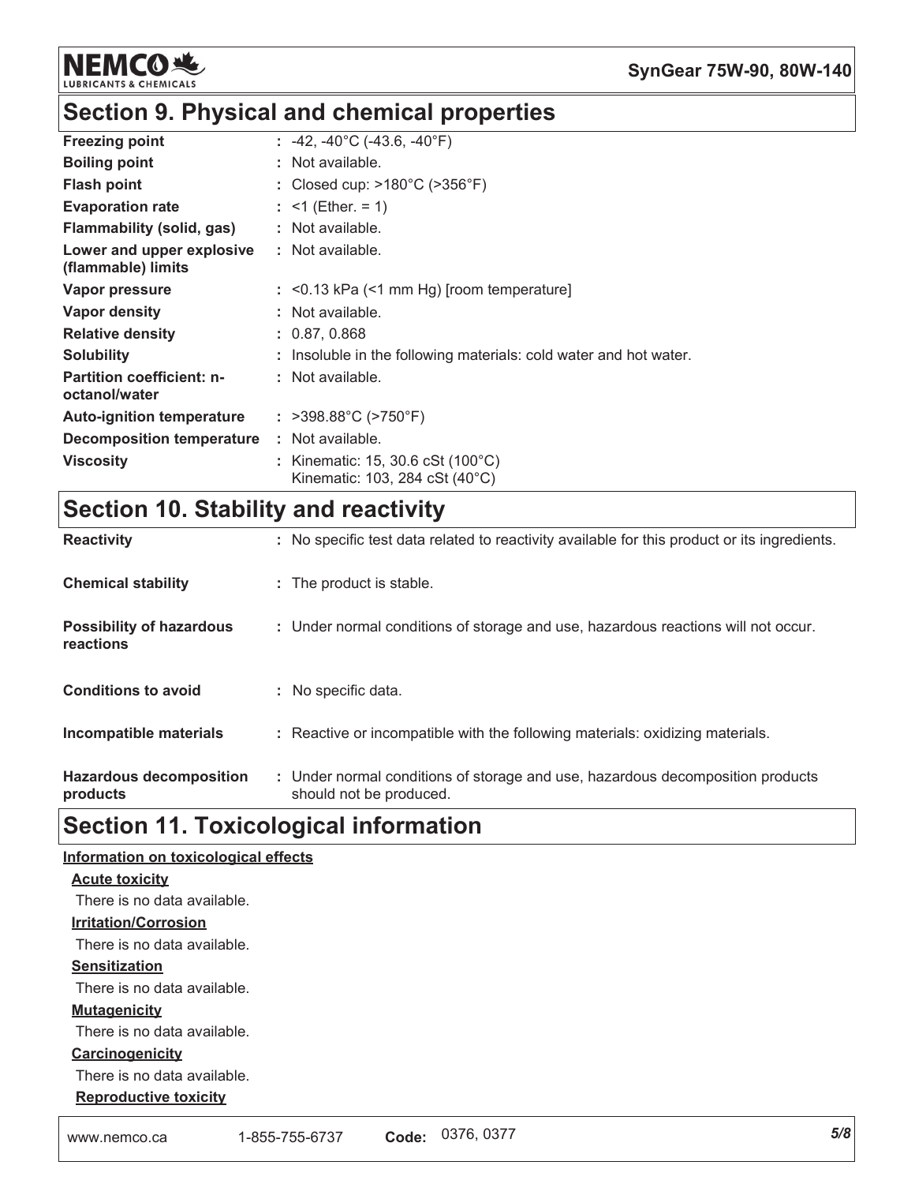## Section 9. Physical and chemical properties

| Property | Value |
|---|---|
| **Freezing point** | -42, -40°C (-43.6, -40°F) |
| **Boiling point** | Not available. |
| **Flash point** | Closed cup: >180°C (>356°F) |
| **Evaporation rate** | <1 (Ether. = 1) |
| **Flammability (solid, gas)** | Not available. |
| **Lower and upper explosive (flammable) limits** | Not available. |
| **Vapor pressure** | <0.13 kPa (<1 mm Hg) [room temperature] |
| **Vapor density** | Not available. |
| **Relative density** | 0.87, 0.868 |
| **Solubility** | Insoluble in the following materials: cold water and hot water. |
| **Partition coefficient: n-octanol/water** | Not available. |
| **Auto-ignition temperature** | >398.88°C (>750°F) |
| **Decomposition temperature** | Not available. |
| **Viscosity** | Kinematic: 15, 30.6 cSt (100°C)<br>Kinematic: 103, 284 cSt (40°C) |

## Section 10. Stability and reactivity

| Property | Value |
|---|---|
| **Reactivity** | No specific test data related to reactivity available for this product or its ingredients. |
| **Chemical stability** | The product is stable. |
| **Possibility of hazardous reactions** | Under normal conditions of storage and use, hazardous reactions will not occur. |
| **Conditions to avoid** | No specific data. |
| **Incompatible materials** | Reactive or incompatible with the following materials: oxidizing materials. |
| **Hazardous decomposition products** | Under normal conditions of storage and use, hazardous decomposition products should not be produced. |

## Section 11. Toxicological information

**Information on toxicological effects**

**Acute toxicity**

There is no data available.

**Irritation/Corrosion**

There is no data available.

**Sensitization**

There is no data available.

**Mutagenicity**

There is no data available.

**Carcinogenicity**

There is no data available.

**Reproductive toxicity**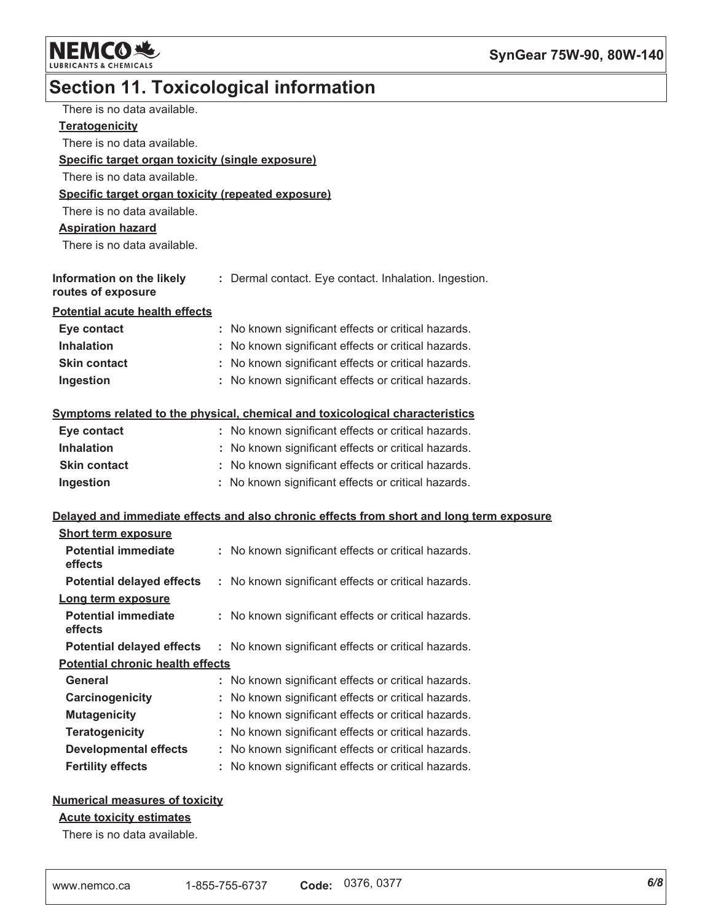## Section 11. Toxicological information

There is no data available.

**Teratogenicity**

There is no data available.

**Specific target organ toxicity (single exposure)**

There is no data available.

**Specific target organ toxicity (repeated exposure)**

There is no data available.

**Aspiration hazard**

There is no data available.

**Information on the likely routes of exposure** : Dermal contact. Eye contact. Inhalation. Ingestion.

**Potential acute health effects**

**Eye contact** : No known significant effects or critical hazards.

**Inhalation** : No known significant effects or critical hazards.

**Skin contact** : No known significant effects or critical hazards.

**Ingestion** : No known significant effects or critical hazards.

**Symptoms related to the physical, chemical and toxicological characteristics**

**Eye contact** : No known significant effects or critical hazards.

**Inhalation** : No known significant effects or critical hazards.

**Skin contact** : No known significant effects or critical hazards.

**Ingestion** : No known significant effects or critical hazards.

**Delayed and immediate effects and also chronic effects from short and long term exposure**

**Short term exposure**

**Potential immediate effects** : No known significant effects or critical hazards.

**Potential delayed effects** : No known significant effects or critical hazards.

**Long term exposure**

**Potential immediate effects** : No known significant effects or critical hazards.

**Potential delayed effects** : No known significant effects or critical hazards.

**Potential chronic health effects**

**General** : No known significant effects or critical hazards.

**Carcinogenicity** : No known significant effects or critical hazards.

**Mutagenicity** : No known significant effects or critical hazards.

**Teratogenicity** : No known significant effects or critical hazards.

**Developmental effects** : No known significant effects or critical hazards.

**Fertility effects** : No known significant effects or critical hazards.

**Numerical measures of toxicity**

**Acute toxicity estimates**

There is no data available.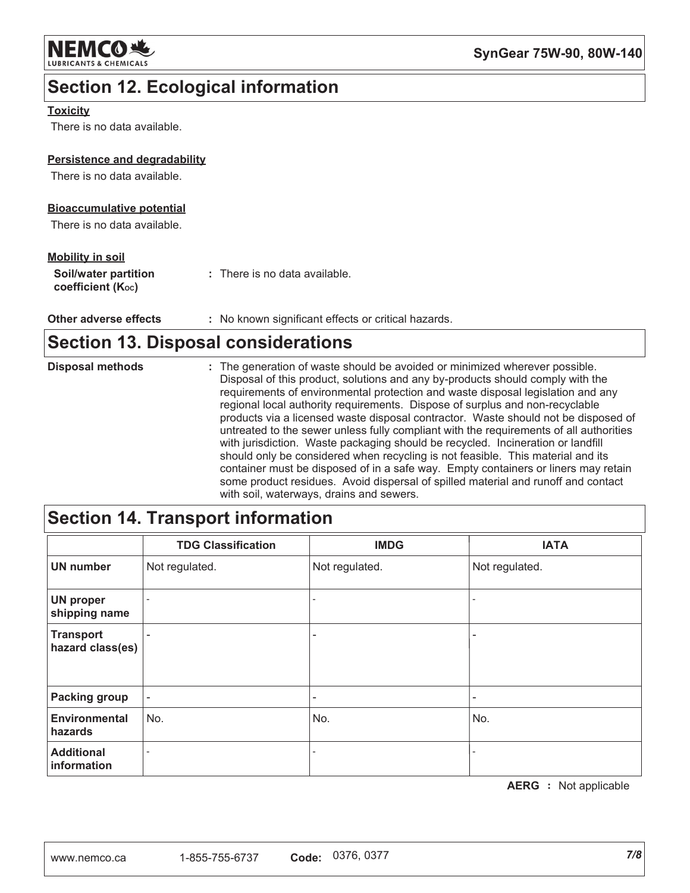## Section 12. Ecological information

**Toxicity**

There is no data available.

**Persistence and degradability**

There is no data available.

**Bioaccumulative potential**

There is no data available.

**Mobility in soil**

**Soil/water partition coefficient ($K_{OC}$)** : There is no data available.

**Other adverse effects** : No known significant effects or critical hazards.

## Section 13. Disposal considerations

**Disposal methods** : The generation of waste should be avoided or minimized wherever possible. Disposal of this product, solutions and any by-products should comply with the requirements of environmental protection and waste disposal legislation and any regional local authority requirements. Dispose of surplus and non-recyclable products via a licensed waste disposal contractor. Waste should not be disposed of untreated to the sewer unless fully compliant with the requirements of all authorities with jurisdiction. Waste packaging should be recycled. Incineration or landfill should only be considered when recycling is not feasible. This material and its container must be disposed of in a safe way. Empty containers or liners may retain some product residues. Avoid dispersal of spilled material and runoff and contact with soil, waterways, drains and sewers.

## Section 14. Transport information

| | TDG Classification | IMDG | IATA |
|---|---|---|---|
| **UN number** | Not regulated. | Not regulated. | Not regulated. |
| **UN proper shipping name** | - | - | - |
| **Transport hazard class(es)** | - | - | - |
| **Packing group** | - | - | - |
| **Environmental hazards** | No. | No. | No. |
| **Additional information** | - | - | - |

**AERG** : Not applicable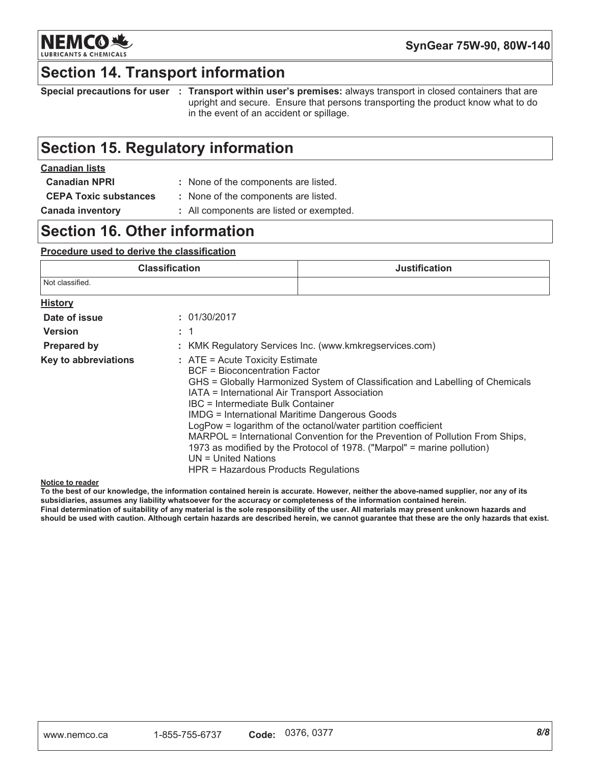## Section 14. Transport information

**Special precautions for user** : **Transport within user's premises:** always transport in closed containers that are upright and secure. Ensure that persons transporting the product know what to do in the event of an accident or spillage.

## Section 15. Regulatory information

**Canadian lists**

**Canadian NPRI** : None of the components are listed.

**CEPA Toxic substances** : None of the components are listed.

**Canada inventory** : All components are listed or exempted.

## Section 16. Other information

**Procedure used to derive the classification**

| Classification | Justification |
| --- | --- |
| Not classified. | |

**History**

**Date of issue** : 01/30/2017

**Version** : 1

**Prepared by** : KMK Regulatory Services Inc. (www.kmkregservices.com)

**Key to abbreviations** : ATE = Acute Toxicity Estimate
BCF = Bioconcentration Factor
GHS = Globally Harmonized System of Classification and Labelling of Chemicals
IATA = International Air Transport Association
IBC = Intermediate Bulk Container
IMDG = International Maritime Dangerous Goods
LogPow = logarithm of the octanol/water partition coefficient
MARPOL = International Convention for the Prevention of Pollution From Ships, 1973 as modified by the Protocol of 1978. ("Marpol" = marine pollution)
UN = United Nations
HPR = Hazardous Products Regulations

**Notice to reader**

**To the best of our knowledge, the information contained herein is accurate. However, neither the above-named supplier, nor any of its subsidiaries, assumes any liability whatsoever for the accuracy or completeness of the information contained herein.**
**Final determination of suitability of any material is the sole responsibility of the user. All materials may present unknown hazards and should be used with caution. Although certain hazards are described herein, we cannot guarantee that these are the only hazards that exist.**